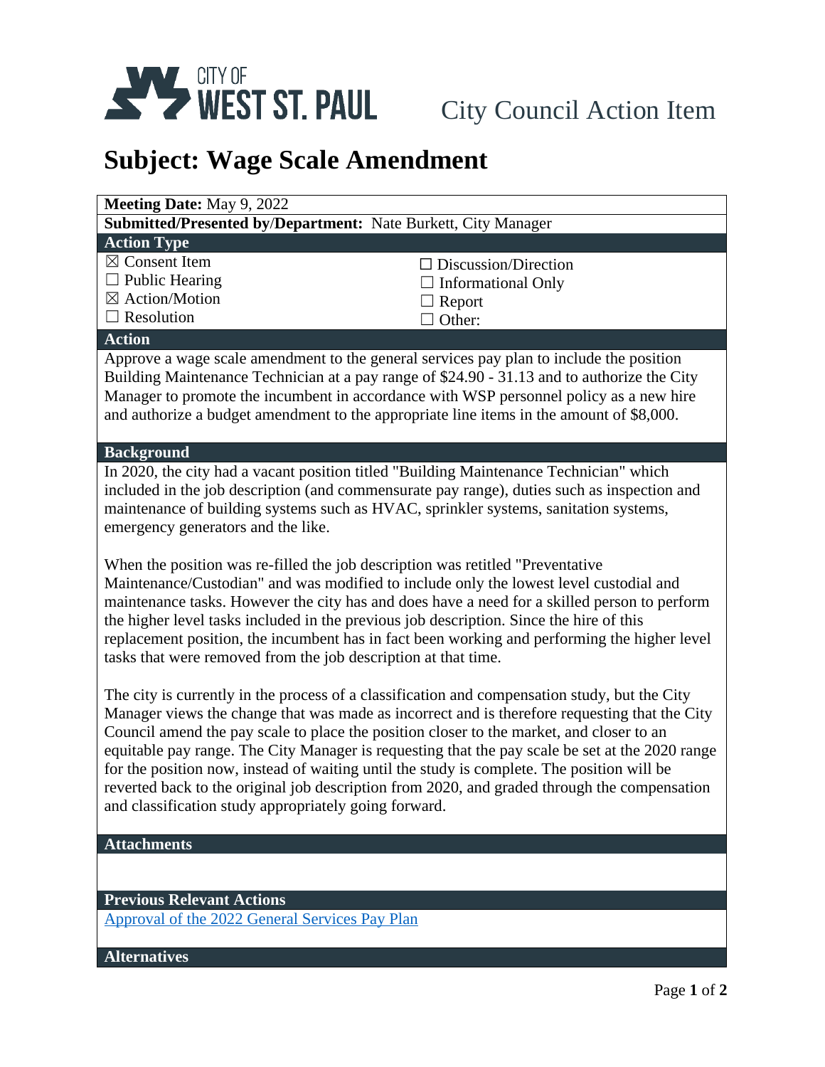CITY OF WEST ST. PAUL

City Council Action Item

# Subject: Wage Scale Amendment

**Meeting Date:** May 9, 2022

**Submitted/Presented by/Department:** Nate Burkett, City Manager

## Action Type

☒ Consent Item
☐ Public Hearing
☒ Action/Motion
☐ Resolution
☐ Discussion/Direction
☐ Informational Only
☐ Report
☐ Other:

## Action

Approve a wage scale amendment to the general services pay plan to include the position Building Maintenance Technician at a pay range of $24.90 - 31.13 and to authorize the City Manager to promote the incumbent in accordance with WSP personnel policy as a new hire and authorize a budget amendment to the appropriate line items in the amount of $8,000.

## Background

In 2020, the city had a vacant position titled "Building Maintenance Technician" which included in the job description (and commensurate pay range), duties such as inspection and maintenance of building systems such as HVAC, sprinkler systems, sanitation systems, emergency generators and the like.

When the position was re-filled the job description was retitled "Preventative Maintenance/Custodian" and was modified to include only the lowest level custodial and maintenance tasks. However the city has and does have a need for a skilled person to perform the higher level tasks included in the previous job description. Since the hire of this replacement position, the incumbent has in fact been working and performing the higher level tasks that were removed from the job description at that time.

The city is currently in the process of a classification and compensation study, but the City Manager views the change that was made as incorrect and is therefore requesting that the City Council amend the pay scale to place the position closer to the market, and closer to an equitable pay range. The City Manager is requesting that the pay scale be set at the 2020 range for the position now, instead of waiting until the study is complete. The position will be reverted back to the original job description from 2020, and graded through the compensation and classification study appropriately going forward.

## Attachments

## Previous Relevant Actions

[Approval of the 2022 General Services Pay Plan]

## Alternatives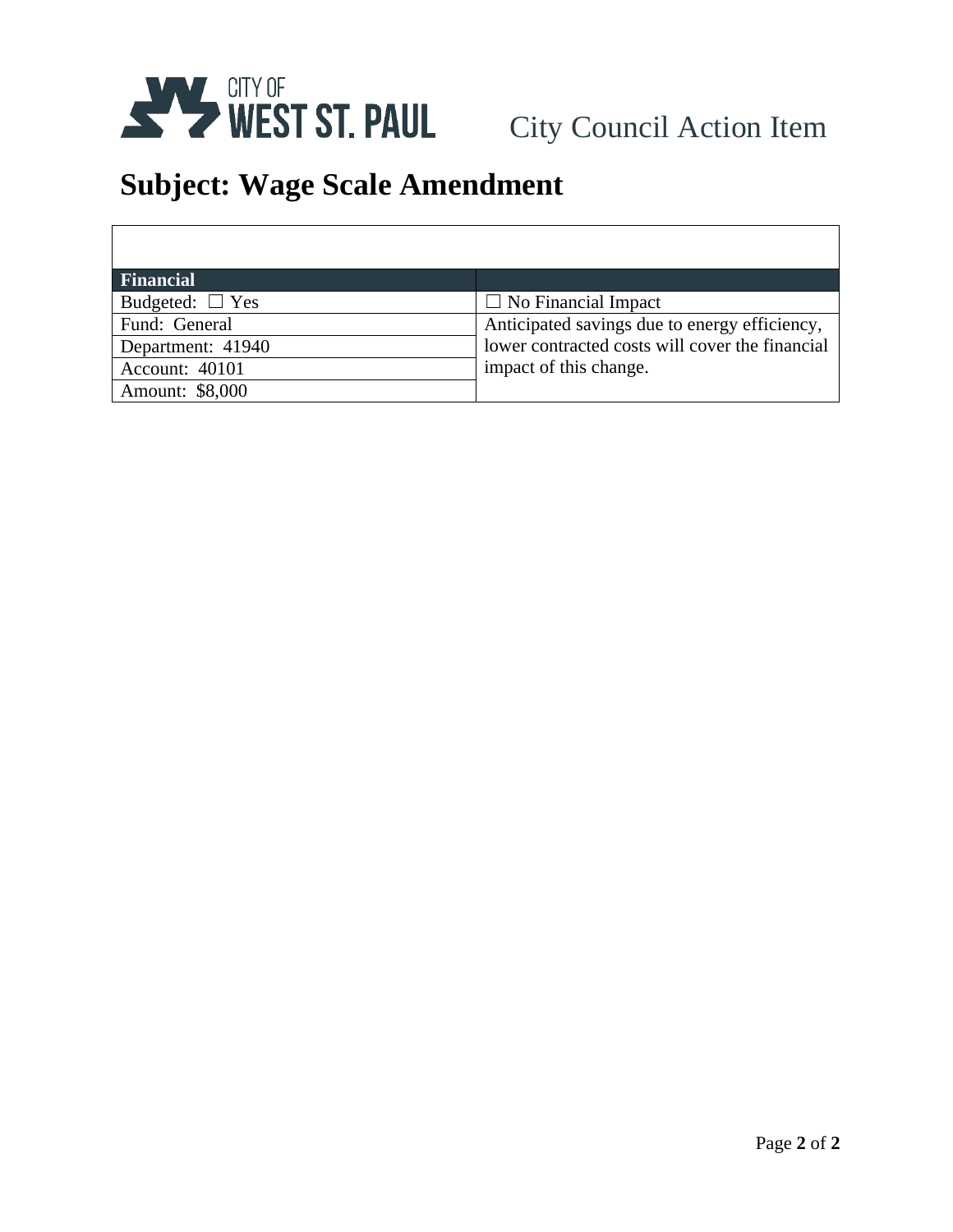City of West St. Paul

City Council Action Item

# Subject: Wage Scale Amendment

| Financial | |
|---|---|
| Budgeted: ☐ Yes | ☐ No Financial Impact |
| Fund: General | Anticipated savings due to energy efficiency, lower contracted costs will cover the financial impact of this change. |
| Department: 41940 | |
| Account: 40101 | |
| Amount: $8,000 | |